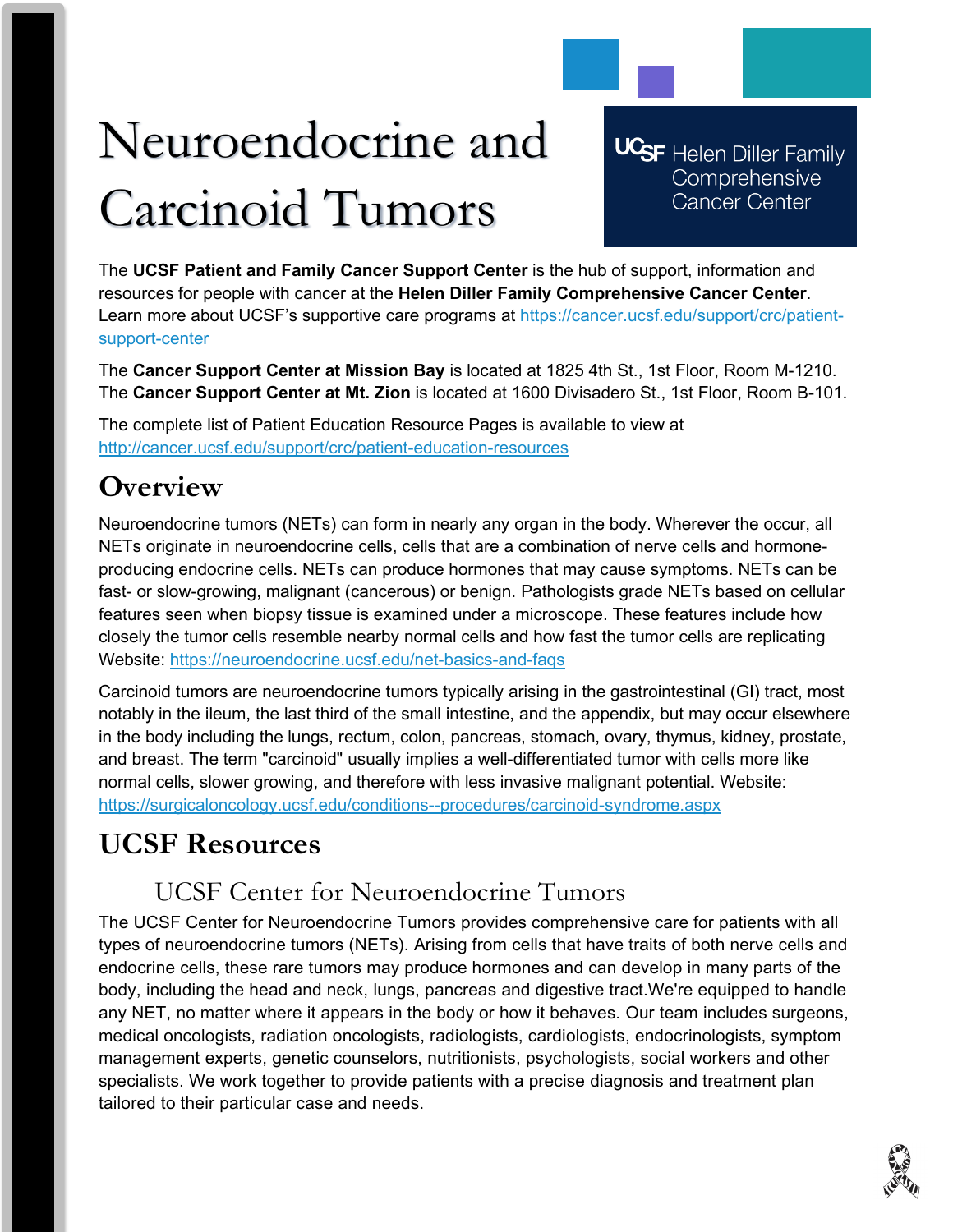# Neuroendocrine and Carcinoid Tumors

UCSF Helen Diller Family Comprehensive Cancer Center

The **UCSF Patient and Family Cancer Support Center** is the hub of support, information and resources for people with cancer at the **Helen Diller Family Comprehensive Cancer Center**. Learn more about UCSF's supportive care programs at https://cancer.ucsf.edu/support/crc/patient-support-center

The **Cancer Support Center at Mission Bay** is located at 1825 4th St., 1st Floor, Room M-1210. The **Cancer Support Center at Mt. Zion** is located at 1600 Divisadero St., 1st Floor, Room B-101.

The complete list of Patient Education Resource Pages is available to view at http://cancer.ucsf.edu/support/crc/patient-education-resources

## Overview

Neuroendocrine tumors (NETs) can form in nearly any organ in the body. Wherever the occur, all NETs originate in neuroendocrine cells, cells that are a combination of nerve cells and hormone-producing endocrine cells. NETs can produce hormones that may cause symptoms. NETs can be fast- or slow-growing, malignant (cancerous) or benign. Pathologists grade NETs based on cellular features seen when biopsy tissue is examined under a microscope. These features include how closely the tumor cells resemble nearby normal cells and how fast the tumor cells are replicating Website: https://neuroendocrine.ucsf.edu/net-basics-and-faqs

Carcinoid tumors are neuroendocrine tumors typically arising in the gastrointestinal (GI) tract, most notably in the ileum, the last third of the small intestine, and the appendix, but may occur elsewhere in the body including the lungs, rectum, colon, pancreas, stomach, ovary, thymus, kidney, prostate, and breast. The term "carcinoid" usually implies a well-differentiated tumor with cells more like normal cells, slower growing, and therefore with less invasive malignant potential. Website: https://surgicaloncology.ucsf.edu/conditions--procedures/carcinoid-syndrome.aspx

## UCSF Resources

### UCSF Center for Neuroendocrine Tumors

The UCSF Center for Neuroendocrine Tumors provides comprehensive care for patients with all types of neuroendocrine tumors (NETs). Arising from cells that have traits of both nerve cells and endocrine cells, these rare tumors may produce hormones and can develop in many parts of the body, including the head and neck, lungs, pancreas and digestive tract.We're equipped to handle any NET, no matter where it appears in the body or how it behaves. Our team includes surgeons, medical oncologists, radiation oncologists, radiologists, cardiologists, endocrinologists, symptom management experts, genetic counselors, nutritionists, psychologists, social workers and other specialists. We work together to provide patients with a precise diagnosis and treatment plan tailored to their particular case and needs.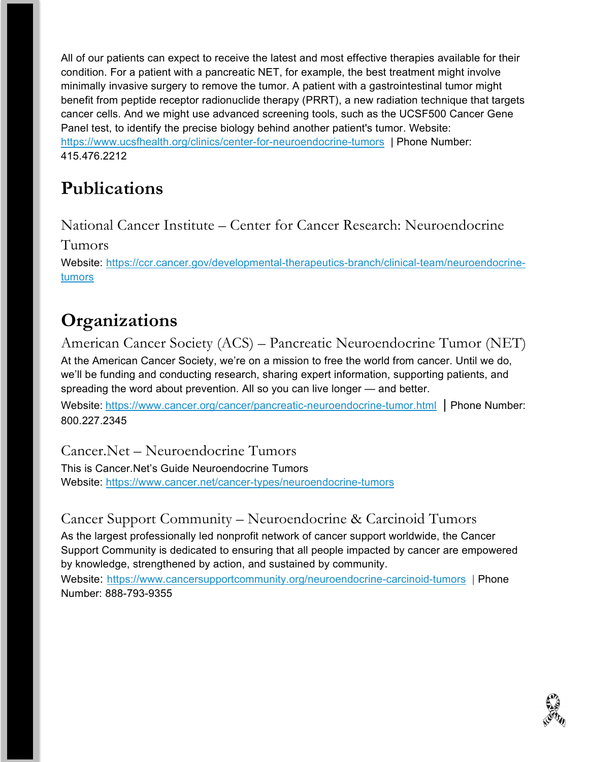All of our patients can expect to receive the latest and most effective therapies available for their condition. For a patient with a pancreatic NET, for example, the best treatment might involve minimally invasive surgery to remove the tumor. A patient with a gastrointestinal tumor might benefit from peptide receptor radionuclide therapy (PRRT), a new radiation technique that targets cancer cells. And we might use advanced screening tools, such as the UCSF500 Cancer Gene Panel test, to identify the precise biology behind another patient's tumor. Website: https://www.ucsfhealth.org/clinics/center-for-neuroendocrine-tumors | Phone Number: 415.476.2212

# Publications

### National Cancer Institute – Center for Cancer Research: Neuroendocrine Tumors

Website: https://ccr.cancer.gov/developmental-therapeutics-branch/clinical-team/neuroendocrine-tumors

# Organizations

### American Cancer Society (ACS) – Pancreatic Neuroendocrine Tumor (NET)

At the American Cancer Society, we're on a mission to free the world from cancer. Until we do, we'll be funding and conducting research, sharing expert information, supporting patients, and spreading the word about prevention. All so you can live longer — and better.

Website: https://www.cancer.org/cancer/pancreatic-neuroendocrine-tumor.html | Phone Number: 800.227.2345

### Cancer.Net – Neuroendocrine Tumors

This is Cancer.Net's Guide Neuroendocrine Tumors
Website: https://www.cancer.net/cancer-types/neuroendocrine-tumors

### Cancer Support Community – Neuroendocrine & Carcinoid Tumors

As the largest professionally led nonprofit network of cancer support worldwide, the Cancer Support Community is dedicated to ensuring that all people impacted by cancer are empowered by knowledge, strengthened by action, and sustained by community.

Website: https://www.cancersupportcommunity.org/neuroendocrine-carcinoid-tumors | Phone Number: 888-793-9355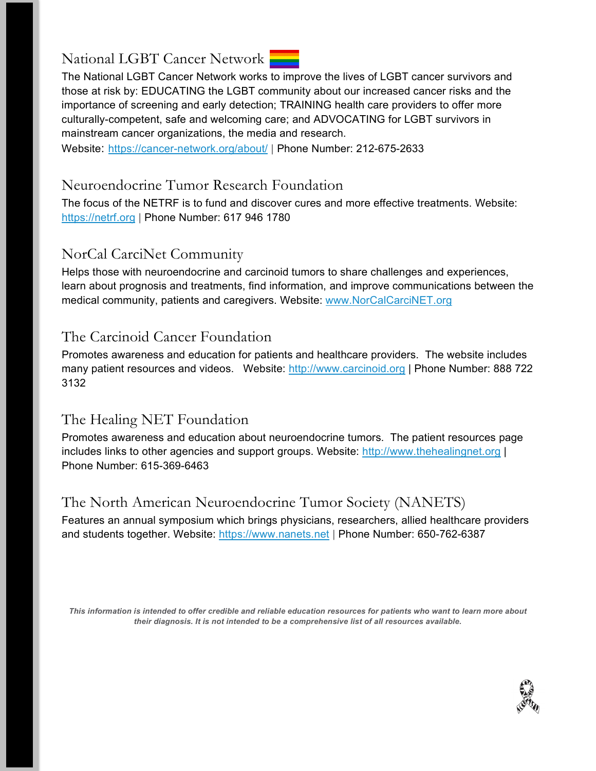## National LGBT Cancer Network

The National LGBT Cancer Network works to improve the lives of LGBT cancer survivors and those at risk by: EDUCATING the LGBT community about our increased cancer risks and the importance of screening and early detection; TRAINING health care providers to offer more culturally-competent, safe and welcoming care; and ADVOCATING for LGBT survivors in mainstream cancer organizations, the media and research.

Website: https://cancer-network.org/about/ | Phone Number: 212-675-2633

## Neuroendocrine Tumor Research Foundation

The focus of the NETRF is to fund and discover cures and more effective treatments. Website: https://netrf.org | Phone Number: 617 946 1780

## NorCal CarciNet Community

Helps those with neuroendocrine and carcinoid tumors to share challenges and experiences, learn about prognosis and treatments, find information, and improve communications between the medical community, patients and caregivers. Website: www.NorCalCarciNET.org

## The Carcinoid Cancer Foundation

Promotes awareness and education for patients and healthcare providers. The website includes many patient resources and videos. Website: http://www.carcinoid.org | Phone Number: 888 722 3132

## The Healing NET Foundation

Promotes awareness and education about neuroendocrine tumors. The patient resources page includes links to other agencies and support groups. Website: http://www.thehealingnet.org | Phone Number: 615-369-6463

## The North American Neuroendocrine Tumor Society (NANETS)

Features an annual symposium which brings physicians, researchers, allied healthcare providers and students together. Website: https://www.nanets.net | Phone Number: 650-762-6387

***This information is intended to offer credible and reliable education resources for patients who want to learn more about their diagnosis. It is not intended to be a comprehensive list of all resources available.***